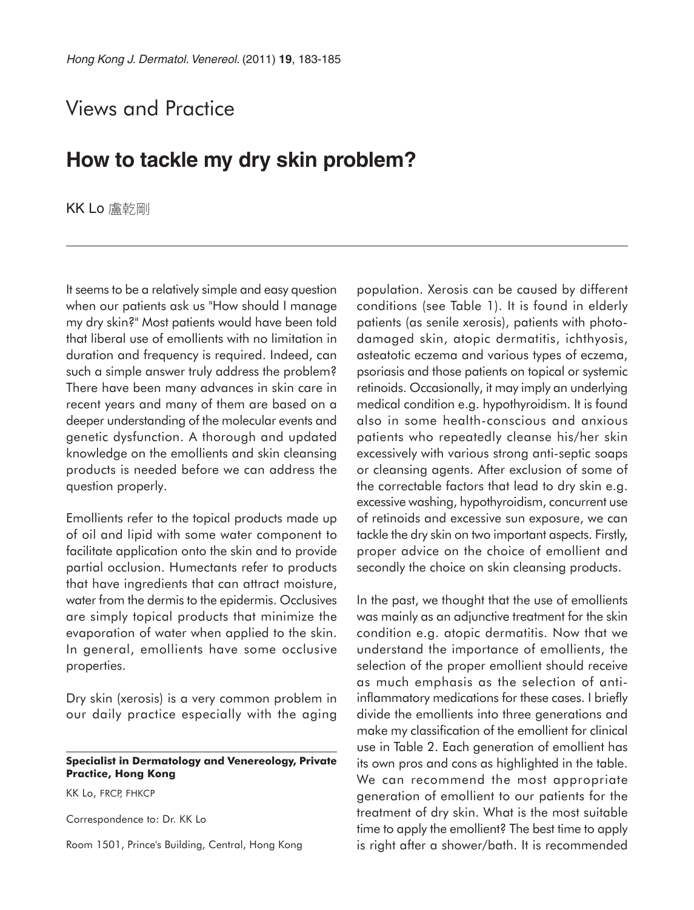Views and Practice

# How to tackle my dry skin problem?

KK Lo 盧乾剛

It seems to be a relatively simple and easy question when our patients ask us "How should I manage my dry skin?" Most patients would have been told that liberal use of emollients with no limitation in duration and frequency is required. Indeed, can such a simple answer truly address the problem? There have been many advances in skin care in recent years and many of them are based on a deeper understanding of the molecular events and genetic dysfunction. A thorough and updated knowledge on the emollients and skin cleansing products is needed before we can address the question properly.

Emollients refer to the topical products made up of oil and lipid with some water component to facilitate application onto the skin and to provide partial occlusion. Humectants refer to products that have ingredients that can attract moisture, water from the dermis to the epidermis. Occlusives are simply topical products that minimize the evaporation of water when applied to the skin. In general, emollients have some occlusive properties.

Dry skin (xerosis) is a very common problem in our daily practice especially with the aging population. Xerosis can be caused by different conditions (see Table 1). It is found in elderly patients (as senile xerosis), patients with photo-damaged skin, atopic dermatitis, ichthyosis, asteatotic eczema and various types of eczema, psoriasis and those patients on topical or systemic retinoids. Occasionally, it may imply an underlying medical condition e.g. hypothyroidism. It is found also in some health-conscious and anxious patients who repeatedly cleanse his/her skin excessively with various strong anti-septic soaps or cleansing agents. After exclusion of some of the correctable factors that lead to dry skin e.g. excessive washing, hypothyroidism, concurrent use of retinoids and excessive sun exposure, we can tackle the dry skin on two important aspects. Firstly, proper advice on the choice of emollient and secondly the choice on skin cleansing products.

In the past, we thought that the use of emollients was mainly as an adjunctive treatment for the skin condition e.g. atopic dermatitis. Now that we understand the importance of emollients, the selection of the proper emollient should receive as much emphasis as the selection of anti-inflammatory medications for these cases. I briefly divide the emollients into three generations and make my classification of the emollient for clinical use in Table 2. Each generation of emollient has its own pros and cons as highlighted in the table. We can recommend the most appropriate generation of emollient to our patients for the treatment of dry skin. What is the most suitable time to apply the emollient? The best time to apply is right after a shower/bath. It is recommended

**Specialist in Dermatology and Venereology, Private Practice, Hong Kong**

KK Lo, FRCP, FHKCP

Correspondence to: Dr. KK Lo

Room 1501, Prince's Building, Central, Hong Kong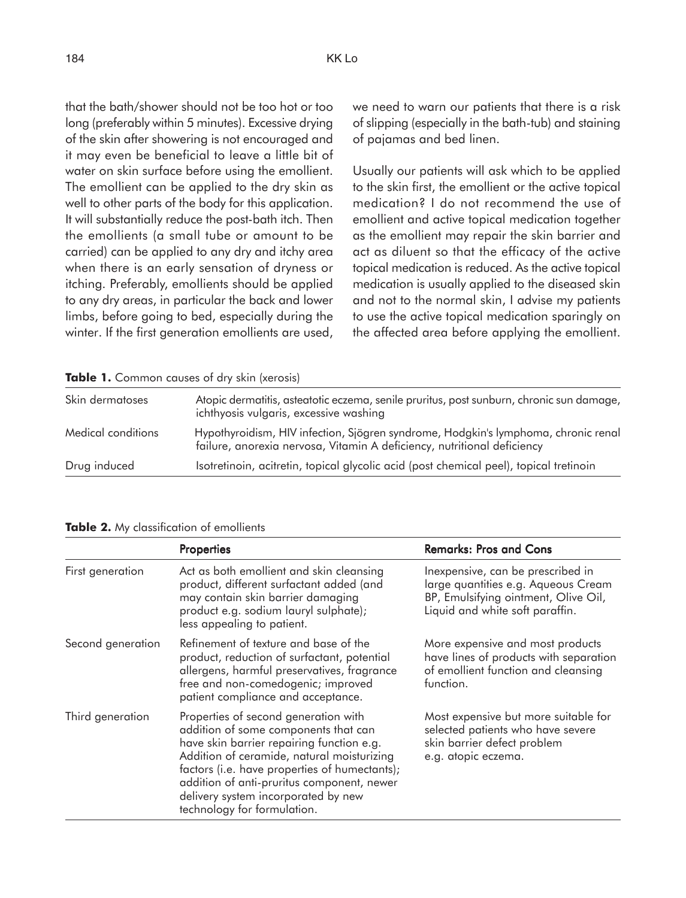that the bath/shower should not be too hot or too long (preferably within 5 minutes). Excessive drying of the skin after showering is not encouraged and it may even be beneficial to leave a little bit of water on skin surface before using the emollient. The emollient can be applied to the dry skin as well to other parts of the body for this application. It will substantially reduce the post-bath itch. Then the emollients (a small tube or amount to be carried) can be applied to any dry and itchy area when there is an early sensation of dryness or itching. Preferably, emollients should be applied to any dry areas, in particular the back and lower limbs, before going to bed, especially during the winter. If the first generation emollients are used, we need to warn our patients that there is a risk of slipping (especially in the bath-tub) and staining of pajamas and bed linen.

Usually our patients will ask which to be applied to the skin first, the emollient or the active topical medication? I do not recommend the use of emollient and active topical medication together as the emollient may repair the skin barrier and act as diluent so that the efficacy of the active topical medication is reduced. As the active topical medication is usually applied to the diseased skin and not to the normal skin, I advise my patients to use the active topical medication sparingly on the affected area before applying the emollient.

**Table 1.** Common causes of dry skin (xerosis)

| | |
|---|---|
| Skin dermatoses | Atopic dermatitis, asteatotic eczema, senile pruritus, post sunburn, chronic sun damage, ichthyosis vulgaris, excessive washing |
| Medical conditions | Hypothyroidism, HIV infection, Sjögren syndrome, Hodgkin's lymphoma, chronic renal failure, anorexia nervosa, Vitamin A deficiency, nutritional deficiency |
| Drug induced | Isotretinoin, acitretin, topical glycolic acid (post chemical peel), topical tretinoin |

**Table 2.** My classification of emollients

| | Properties | Remarks: Pros and Cons |
|---|---|---|
| First generation | Act as both emollient and skin cleansing product, different surfactant added (and may contain skin barrier damaging product e.g. sodium lauryl sulphate); less appealing to patient. | Inexpensive, can be prescribed in large quantities e.g. Aqueous Cream BP, Emulsifying ointment, Olive Oil, Liquid and white soft paraffin. |
| Second generation | Refinement of texture and base of the product, reduction of surfactant, potential allergens, harmful preservatives, fragrance free and non-comedogenic; improved patient compliance and acceptance. | More expensive and most products have lines of products with separation of emollient function and cleansing function. |
| Third generation | Properties of second generation with addition of some components that can have skin barrier repairing function e.g. Addition of ceramide, natural moisturizing factors (i.e. have properties of humectants); addition of anti-pruritus component, newer delivery system incorporated by new technology for formulation. | Most expensive but more suitable for selected patients who have severe skin barrier defect problem e.g. atopic eczema. |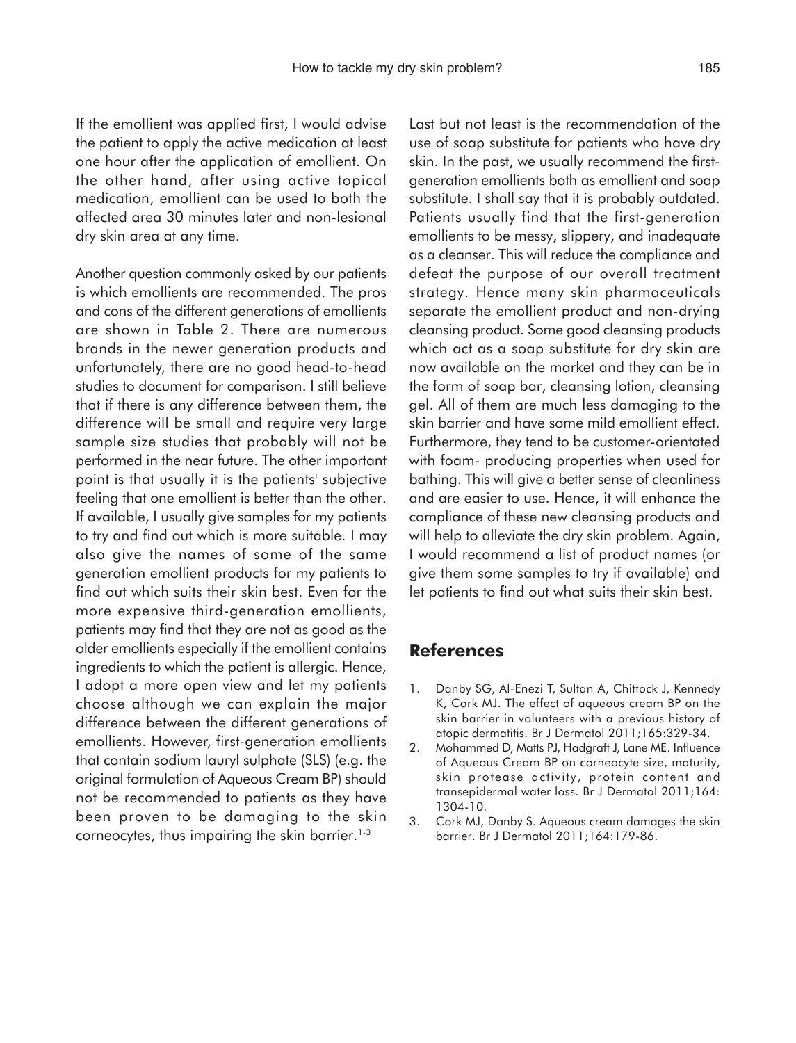If the emollient was applied first, I would advise the patient to apply the active medication at least one hour after the application of emollient. On the other hand, after using active topical medication, emollient can be used to both the affected area 30 minutes later and non-lesional dry skin area at any time.

Another question commonly asked by our patients is which emollients are recommended. The pros and cons of the different generations of emollients are shown in Table 2. There are numerous brands in the newer generation products and unfortunately, there are no good head-to-head studies to document for comparison. I still believe that if there is any difference between them, the difference will be small and require very large sample size studies that probably will not be performed in the near future. The other important point is that usually it is the patients' subjective feeling that one emollient is better than the other. If available, I usually give samples for my patients to try and find out which is more suitable. I may also give the names of some of the same generation emollient products for my patients to find out which suits their skin best. Even for the more expensive third-generation emollients, patients may find that they are not as good as the older emollients especially if the emollient contains ingredients to which the patient is allergic. Hence, I adopt a more open view and let my patients choose although we can explain the major difference between the different generations of emollients. However, first-generation emollients that contain sodium lauryl sulphate (SLS) (e.g. the original formulation of Aqueous Cream BP) should not be recommended to patients as they have been proven to be damaging to the skin corneocytes, thus impairing the skin barrier.[1-3]

Last but not least is the recommendation of the use of soap substitute for patients who have dry skin. In the past, we usually recommend the first-generation emollients both as emollient and soap substitute. I shall say that it is probably outdated. Patients usually find that the first-generation emollients to be messy, slippery, and inadequate as a cleanser. This will reduce the compliance and defeat the purpose of our overall treatment strategy. Hence many skin pharmaceuticals separate the emollient product and non-drying cleansing product. Some good cleansing products which act as a soap substitute for dry skin are now available on the market and they can be in the form of soap bar, cleansing lotion, cleansing gel. All of them are much less damaging to the skin barrier and have some mild emollient effect. Furthermore, they tend to be customer-orientated with foam- producing properties when used for bathing. This will give a better sense of cleanliness and are easier to use. Hence, it will enhance the compliance of these new cleansing products and will help to alleviate the dry skin problem. Again, I would recommend a list of product names (or give them some samples to try if available) and let patients to find out what suits their skin best.

## References

1. Danby SG, Al-Enezi T, Sultan A, Chittock J, Kennedy K, Cork MJ. The effect of aqueous cream BP on the skin barrier in volunteers with a previous history of atopic dermatitis. Br J Dermatol 2011;165:329-34.
2. Mohammed D, Matts PJ, Hadgraft J, Lane ME. Influence of Aqueous Cream BP on corneocyte size, maturity, skin protease activity, protein content and transepidermal water loss. Br J Dermatol 2011;164: 1304-10.
3. Cork MJ, Danby S. Aqueous cream damages the skin barrier. Br J Dermatol 2011;164:179-86.